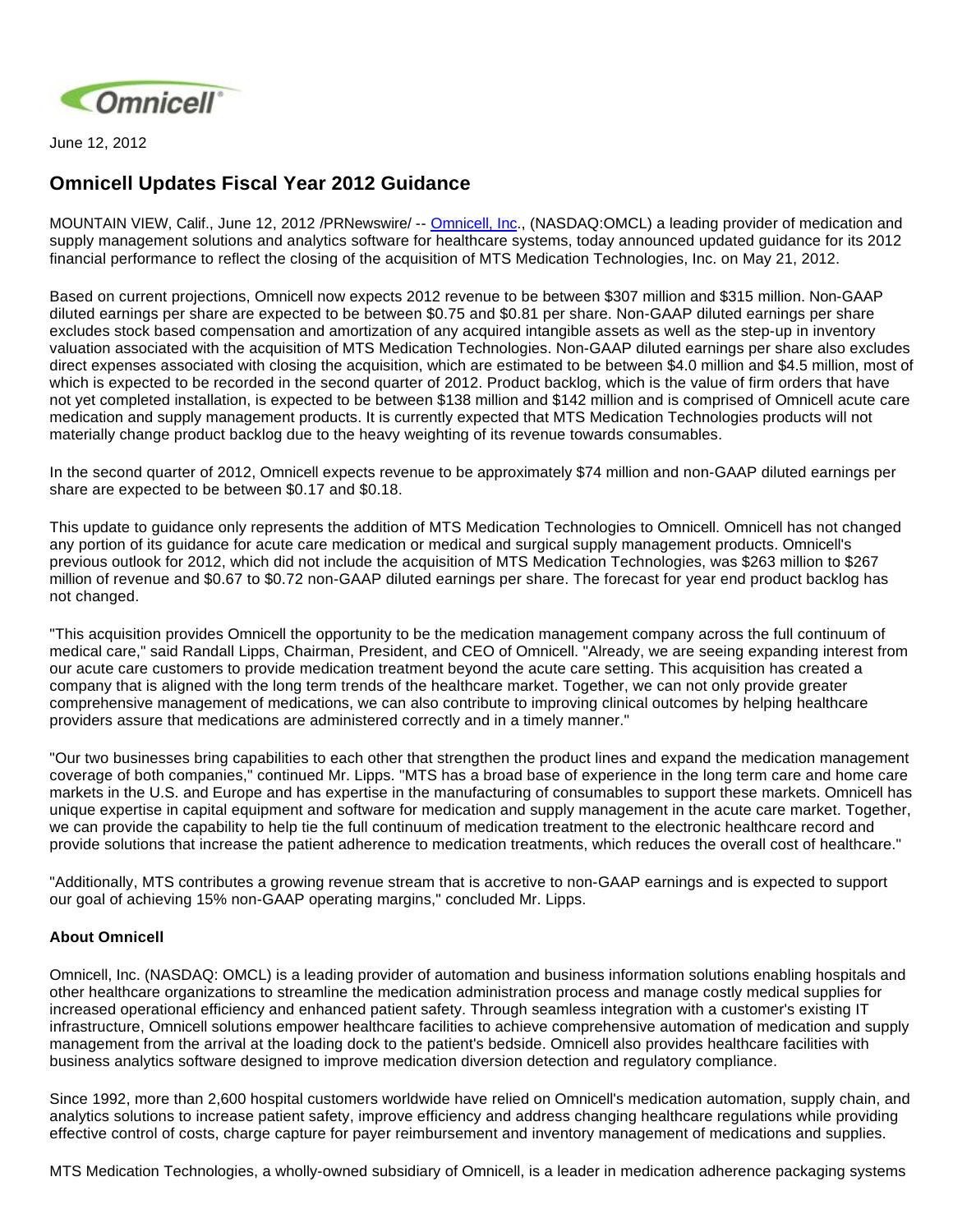June 12, 2012

# Omnicell Updates Fiscal Year 2012 Guidance

MOUNTAIN VIEW, Calif., June 12, 2012 /PRNewswire/ -- Omnicell, Inc., (NASDAQ:OMCL) a leading provider of medication and supply management solutions and analytics software for healthcare systems, today announced updated guidance for its 2012 financial performance to reflect the closing of the acquisition of MTS Medication Technologies, Inc. on May 21, 2012.

Based on current projections, Omnicell now expects 2012 revenue to be between $307 million and $315 million. Non-GAAP diluted earnings per share are expected to be between $0.75 and $0.81 per share. Non-GAAP diluted earnings per share excludes stock based compensation and amortization of any acquired intangible assets as well as the step-up in inventory valuation associated with the acquisition of MTS Medication Technologies. Non-GAAP diluted earnings per share also excludes direct expenses associated with closing the acquisition, which are estimated to be between $4.0 million and $4.5 million, most of which is expected to be recorded in the second quarter of 2012. Product backlog, which is the value of firm orders that have not yet completed installation, is expected to be between $138 million and $142 million and is comprised of Omnicell acute care medication and supply management products. It is currently expected that MTS Medication Technologies products will not materially change product backlog due to the heavy weighting of its revenue towards consumables.

In the second quarter of 2012, Omnicell expects revenue to be approximately $74 million and non-GAAP diluted earnings per share are expected to be between $0.17 and $0.18.

This update to guidance only represents the addition of MTS Medication Technologies to Omnicell. Omnicell has not changed any portion of its guidance for acute care medication or medical and surgical supply management products. Omnicell's previous outlook for 2012, which did not include the acquisition of MTS Medication Technologies, was $263 million to $267 million of revenue and $0.67 to $0.72 non-GAAP diluted earnings per share. The forecast for year end product backlog has not changed.

"This acquisition provides Omnicell the opportunity to be the medication management company across the full continuum of medical care," said Randall Lipps, Chairman, President, and CEO of Omnicell. "Already, we are seeing expanding interest from our acute care customers to provide medication treatment beyond the acute care setting. This acquisition has created a company that is aligned with the long term trends of the healthcare market. Together, we can not only provide greater comprehensive management of medications, we can also contribute to improving clinical outcomes by helping healthcare providers assure that medications are administered correctly and in a timely manner."

"Our two businesses bring capabilities to each other that strengthen the product lines and expand the medication management coverage of both companies," continued Mr. Lipps. "MTS has a broad base of experience in the long term care and home care markets in the U.S. and Europe and has expertise in the manufacturing of consumables to support these markets. Omnicell has unique expertise in capital equipment and software for medication and supply management in the acute care market. Together, we can provide the capability to help tie the full continuum of medication treatment to the electronic healthcare record and provide solutions that increase the patient adherence to medication treatments, which reduces the overall cost of healthcare."

"Additionally, MTS contributes a growing revenue stream that is accretive to non-GAAP earnings and is expected to support our goal of achieving 15% non-GAAP operating margins," concluded Mr. Lipps.

**About Omnicell**

Omnicell, Inc. (NASDAQ: OMCL) is a leading provider of automation and business information solutions enabling hospitals and other healthcare organizations to streamline the medication administration process and manage costly medical supplies for increased operational efficiency and enhanced patient safety. Through seamless integration with a customer's existing IT infrastructure, Omnicell solutions empower healthcare facilities to achieve comprehensive automation of medication and supply management from the arrival at the loading dock to the patient's bedside. Omnicell also provides healthcare facilities with business analytics software designed to improve medication diversion detection and regulatory compliance.

Since 1992, more than 2,600 hospital customers worldwide have relied on Omnicell's medication automation, supply chain, and analytics solutions to increase patient safety, improve efficiency and address changing healthcare regulations while providing effective control of costs, charge capture for payer reimbursement and inventory management of medications and supplies.

MTS Medication Technologies, a wholly-owned subsidiary of Omnicell, is a leader in medication adherence packaging systems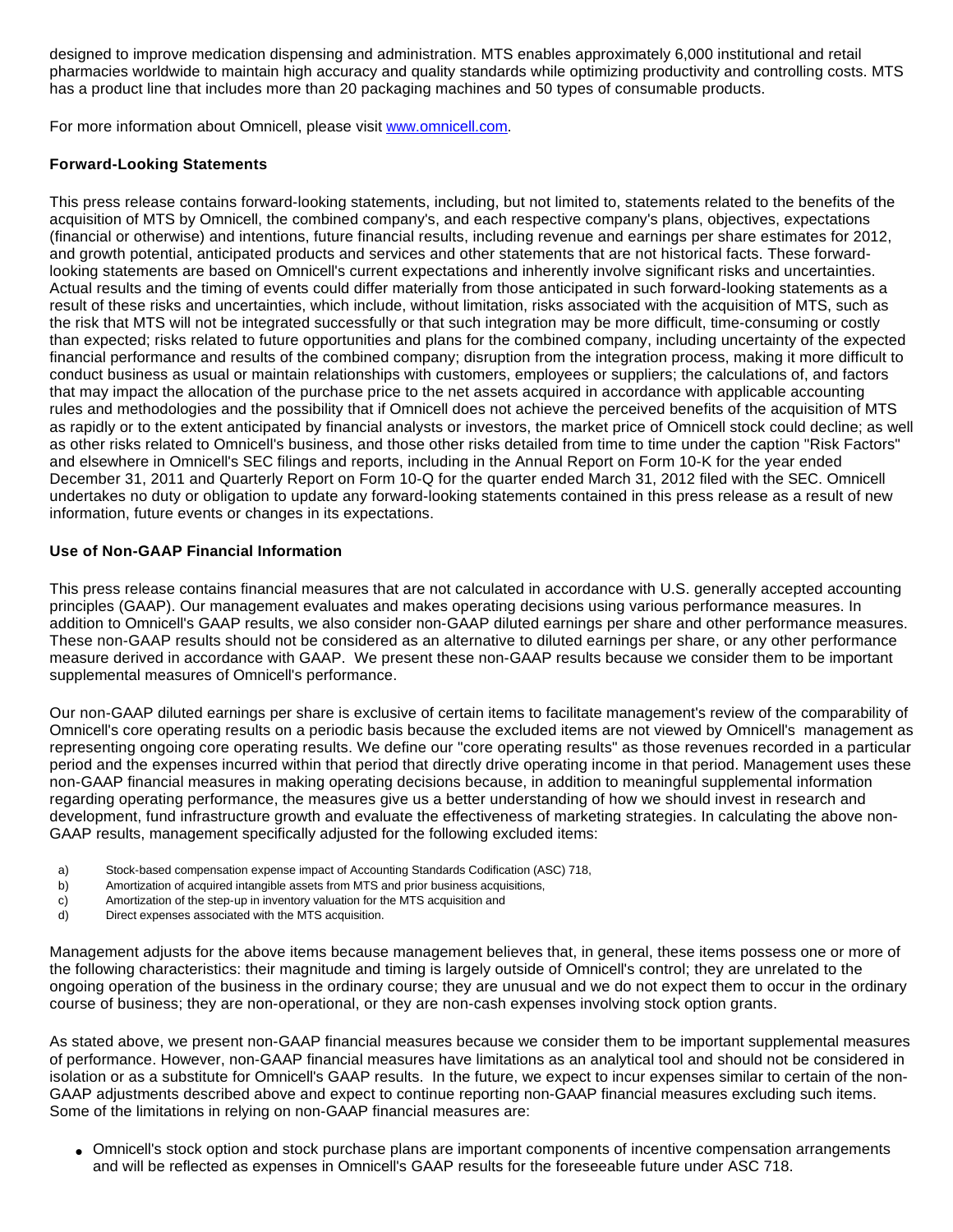designed to improve medication dispensing and administration. MTS enables approximately 6,000 institutional and retail pharmacies worldwide to maintain high accuracy and quality standards while optimizing productivity and controlling costs. MTS has a product line that includes more than 20 packaging machines and 50 types of consumable products.

For more information about Omnicell, please visit [www.omnicell.com](http://www.omnicell.com).

**Forward-Looking Statements**

This press release contains forward-looking statements, including, but not limited to, statements related to the benefits of the acquisition of MTS by Omnicell, the combined company's, and each respective company's plans, objectives, expectations (financial or otherwise) and intentions, future financial results, including revenue and earnings per share estimates for 2012, and growth potential, anticipated products and services and other statements that are not historical facts. These forward-looking statements are based on Omnicell's current expectations and inherently involve significant risks and uncertainties. Actual results and the timing of events could differ materially from those anticipated in such forward-looking statements as a result of these risks and uncertainties, which include, without limitation, risks associated with the acquisition of MTS, such as the risk that MTS will not be integrated successfully or that such integration may be more difficult, time-consuming or costly than expected; risks related to future opportunities and plans for the combined company, including uncertainty of the expected financial performance and results of the combined company; disruption from the integration process, making it more difficult to conduct business as usual or maintain relationships with customers, employees or suppliers; the calculations of, and factors that may impact the allocation of the purchase price to the net assets acquired in accordance with applicable accounting rules and methodologies and the possibility that if Omnicell does not achieve the perceived benefits of the acquisition of MTS as rapidly or to the extent anticipated by financial analysts or investors, the market price of Omnicell stock could decline; as well as other risks related to Omnicell's business, and those other risks detailed from time to time under the caption "Risk Factors" and elsewhere in Omnicell's SEC filings and reports, including in the Annual Report on Form 10-K for the year ended December 31, 2011 and Quarterly Report on Form 10-Q for the quarter ended March 31, 2012 filed with the SEC. Omnicell undertakes no duty or obligation to update any forward-looking statements contained in this press release as a result of new information, future events or changes in its expectations.

**Use of Non-GAAP Financial Information**

This press release contains financial measures that are not calculated in accordance with U.S. generally accepted accounting principles (GAAP). Our management evaluates and makes operating decisions using various performance measures. In addition to Omnicell's GAAP results, we also consider non-GAAP diluted earnings per share and other performance measures. These non-GAAP results should not be considered as an alternative to diluted earnings per share, or any other performance measure derived in accordance with GAAP. We present these non-GAAP results because we consider them to be important supplemental measures of Omnicell's performance.

Our non-GAAP diluted earnings per share is exclusive of certain items to facilitate management's review of the comparability of Omnicell's core operating results on a periodic basis because the excluded items are not viewed by Omnicell's management as representing ongoing core operating results. We define our "core operating results" as those revenues recorded in a particular period and the expenses incurred within that period that directly drive operating income in that period. Management uses these non-GAAP financial measures in making operating decisions because, in addition to meaningful supplemental information regarding operating performance, the measures give us a better understanding of how we should invest in research and development, fund infrastructure growth and evaluate the effectiveness of marketing strategies. In calculating the above non-GAAP results, management specifically adjusted for the following excluded items:

a) Stock-based compensation expense impact of Accounting Standards Codification (ASC) 718,
b) Amortization of acquired intangible assets from MTS and prior business acquisitions,
c) Amortization of the step-up in inventory valuation for the MTS acquisition and
d) Direct expenses associated with the MTS acquisition.

Management adjusts for the above items because management believes that, in general, these items possess one or more of the following characteristics: their magnitude and timing is largely outside of Omnicell's control; they are unrelated to the ongoing operation of the business in the ordinary course; they are unusual and we do not expect them to occur in the ordinary course of business; they are non-operational, or they are non-cash expenses involving stock option grants.

As stated above, we present non-GAAP financial measures because we consider them to be important supplemental measures of performance. However, non-GAAP financial measures have limitations as an analytical tool and should not be considered in isolation or as a substitute for Omnicell's GAAP results. In the future, we expect to incur expenses similar to certain of the non-GAAP adjustments described above and expect to continue reporting non-GAAP financial measures excluding such items. Some of the limitations in relying on non-GAAP financial measures are:

- Omnicell's stock option and stock purchase plans are important components of incentive compensation arrangements and will be reflected as expenses in Omnicell's GAAP results for the foreseeable future under ASC 718.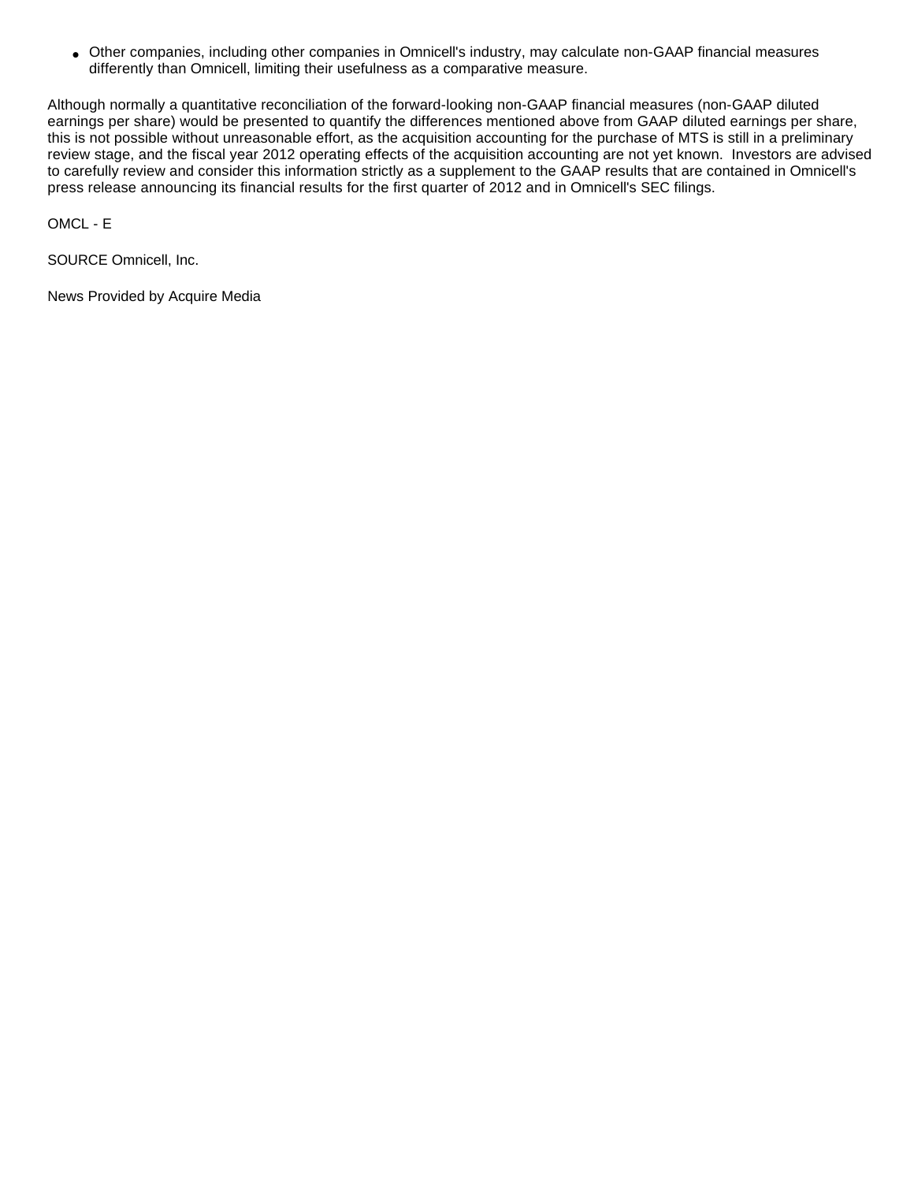- Other companies, including other companies in Omnicell's industry, may calculate non-GAAP financial measures differently than Omnicell, limiting their usefulness as a comparative measure.

Although normally a quantitative reconciliation of the forward-looking non-GAAP financial measures (non-GAAP diluted earnings per share) would be presented to quantify the differences mentioned above from GAAP diluted earnings per share, this is not possible without unreasonable effort, as the acquisition accounting for the purchase of MTS is still in a preliminary review stage, and the fiscal year 2012 operating effects of the acquisition accounting are not yet known. Investors are advised to carefully review and consider this information strictly as a supplement to the GAAP results that are contained in Omnicell's press release announcing its financial results for the first quarter of 2012 and in Omnicell's SEC filings.

OMCL - E

SOURCE Omnicell, Inc.

News Provided by Acquire Media